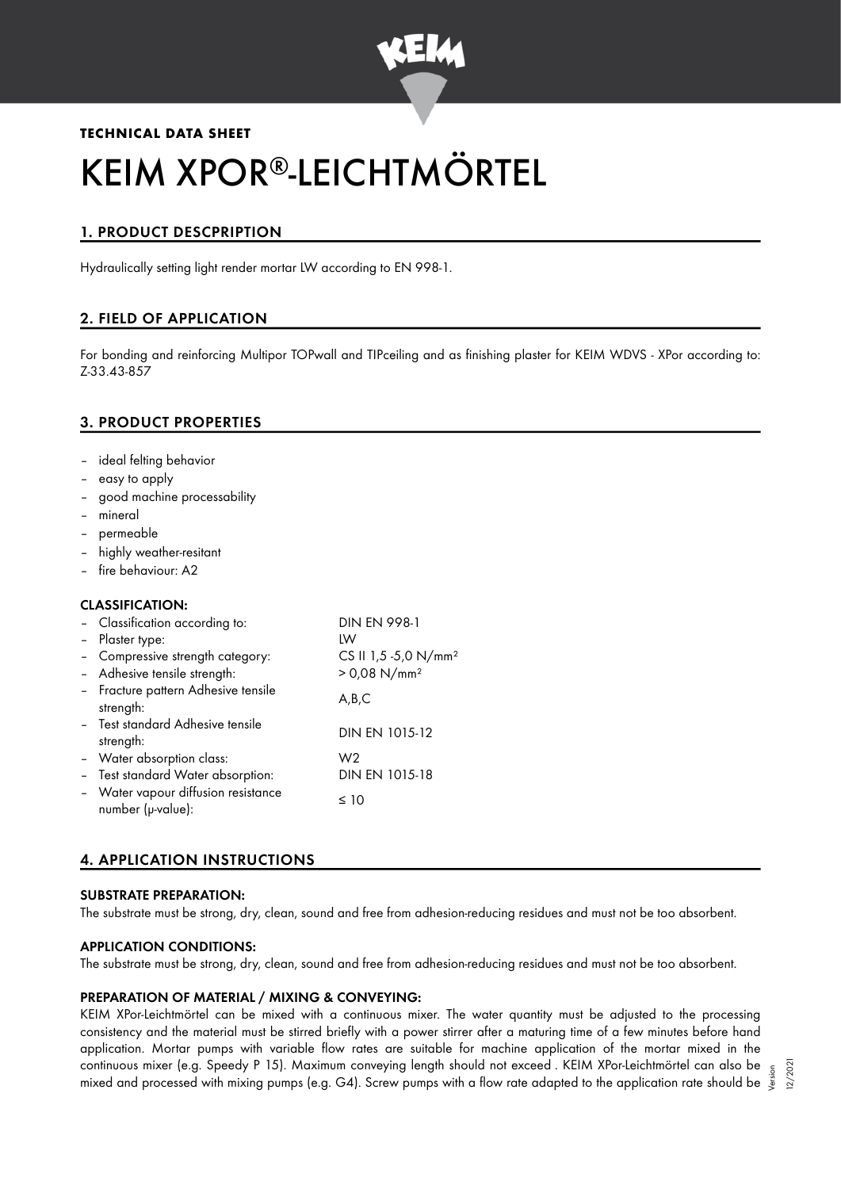**TECHNICAL DATA SHEET**

# KEIM XPOR®-LEICHTMÖRTEL

## 1. PRODUCT DESCPRIPTION

Hydraulically setting light render mortar LW according to EN 998-1.

## 2. FIELD OF APPLICATION

For bonding and reinforcing Multipor TOPwall and TIPceiling and as finishing plaster for KEIM WDVS - XPor according to: Z-33.43-857

## 3. PRODUCT PROPERTIES

- ideal felting behavior
- easy to apply
- good machine processability
- mineral
- permeable
- highly weather-resitant
- fire behaviour: A2

### CLASSIFICATION:

| | |
|---|---|
| – Classification according to: | DIN EN 998-1 |
| – Plaster type: | LW |
| – Compressive strength category: | CS II 1,5 -5,0 N/mm² |
| – Adhesive tensile strength: | > 0,08 N/mm² |
| – Fracture pattern Adhesive tensile strength: | A,B,C |
| – Test standard Adhesive tensile strength: | DIN EN 1015-12 |
| – Water absorption class: | W2 |
| – Test standard Water absorption: | DIN EN 1015-18 |
| – Water vapour diffusion resistance number (μ-value): | ≤ 10 |

## 4. APPLICATION INSTRUCTIONS

### SUBSTRATE PREPARATION:

The substrate must be strong, dry, clean, sound and free from adhesion-reducing residues and must not be too absorbent.

### APPLICATION CONDITIONS:

The substrate must be strong, dry, clean, sound and free from adhesion-reducing residues and must not be too absorbent.

### PREPARATION OF MATERIAL / MIXING & CONVEYING:

KEIM XPor-Leichtmörtel can be mixed with a continuous mixer. The water quantity must be adjusted to the processing consistency and the material must be stirred briefly with a power stirrer after a maturing time of a few minutes before hand application. Mortar pumps with variable flow rates are suitable for machine application of the mortar mixed in the continuous mixer (e.g. Speedy P 15). Maximum conveying length should not exceed . KEIM XPor-Leichtmörtel can also be mixed and processed with mixing pumps (e.g. G4). Screw pumps with a flow rate adapted to the application rate should be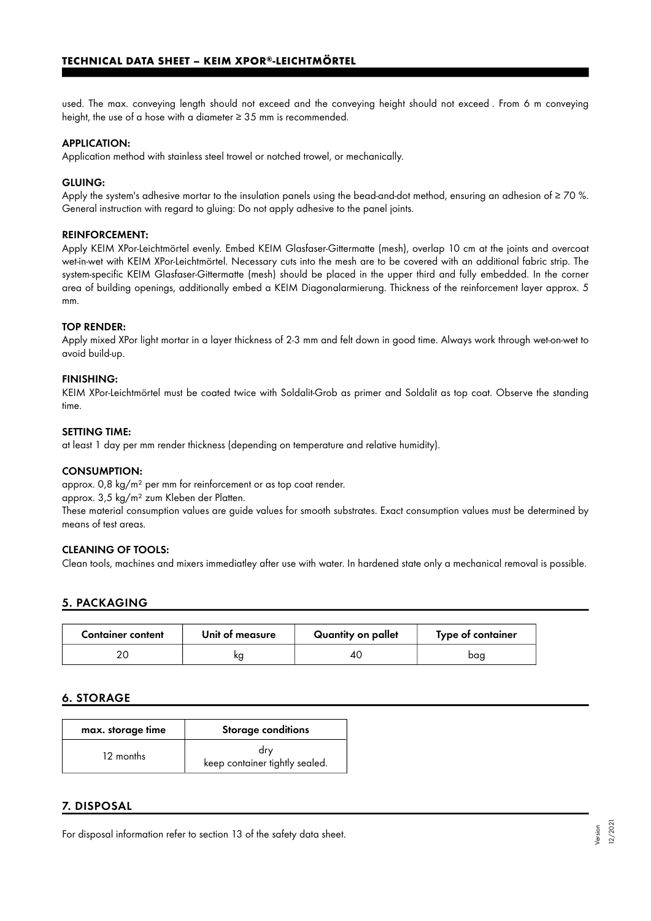used. The max. conveying length should not exceed and the conveying height should not exceed . From 6 m conveying height, the use of a hose with a diameter ≥ 35 mm is recommended.

#### APPLICATION:

Application method with stainless steel trowel or notched trowel, or mechanically.

#### GLUING:

Apply the system's adhesive mortar to the insulation panels using the bead-and-dot method, ensuring an adhesion of ≥ 70 %. General instruction with regard to gluing: Do not apply adhesive to the panel joints.

#### REINFORCEMENT:

Apply KEIM XPor-Leichtmörtel evenly. Embed KEIM Glasfaser-Gittermatte (mesh), overlap 10 cm at the joints and overcoat wet-in-wet with KEIM XPor-Leichtmörtel. Necessary cuts into the mesh are to be covered with an additional fabric strip. The system-specific KEIM Glasfaser-Gittermatte (mesh) should be placed in the upper third and fully embedded. In the corner area of building openings, additionally embed a KEIM Diagonalarmierung. Thickness of the reinforcement layer approx. 5 mm.

#### TOP RENDER:

Apply mixed XPor light mortar in a layer thickness of 2-3 mm and felt down in good time. Always work through wet-on-wet to avoid build-up.

#### FINISHING:

KEIM XPor-Leichtmörtel must be coated twice with Soldalit-Grob as primer and Soldalit as top coat. Observe the standing time.

#### SETTING TIME:

at least 1 day per mm render thickness (depending on temperature and relative humidity).

#### CONSUMPTION:

approx. 0,8 kg/m² per mm for reinforcement or as top coat render.

approx. 3,5 kg/m² zum Kleben der Platten.

These material consumption values are guide values for smooth substrates. Exact consumption values must be determined by means of test areas.

#### CLEANING OF TOOLS:

Clean tools, machines and mixers immediatley after use with water. In hardened state only a mechanical removal is possible.

## 5. PACKAGING

| Container content | Unit of measure | Quantity on pallet | Type of container |
|---|---|---|---|
| 20 | kg | 40 | bag |

## 6. STORAGE

| max. storage time | Storage conditions |
|---|---|
| 12 months | dry<br>keep container tightly sealed. |

## 7. DISPOSAL

For disposal information refer to section 13 of the safety data sheet.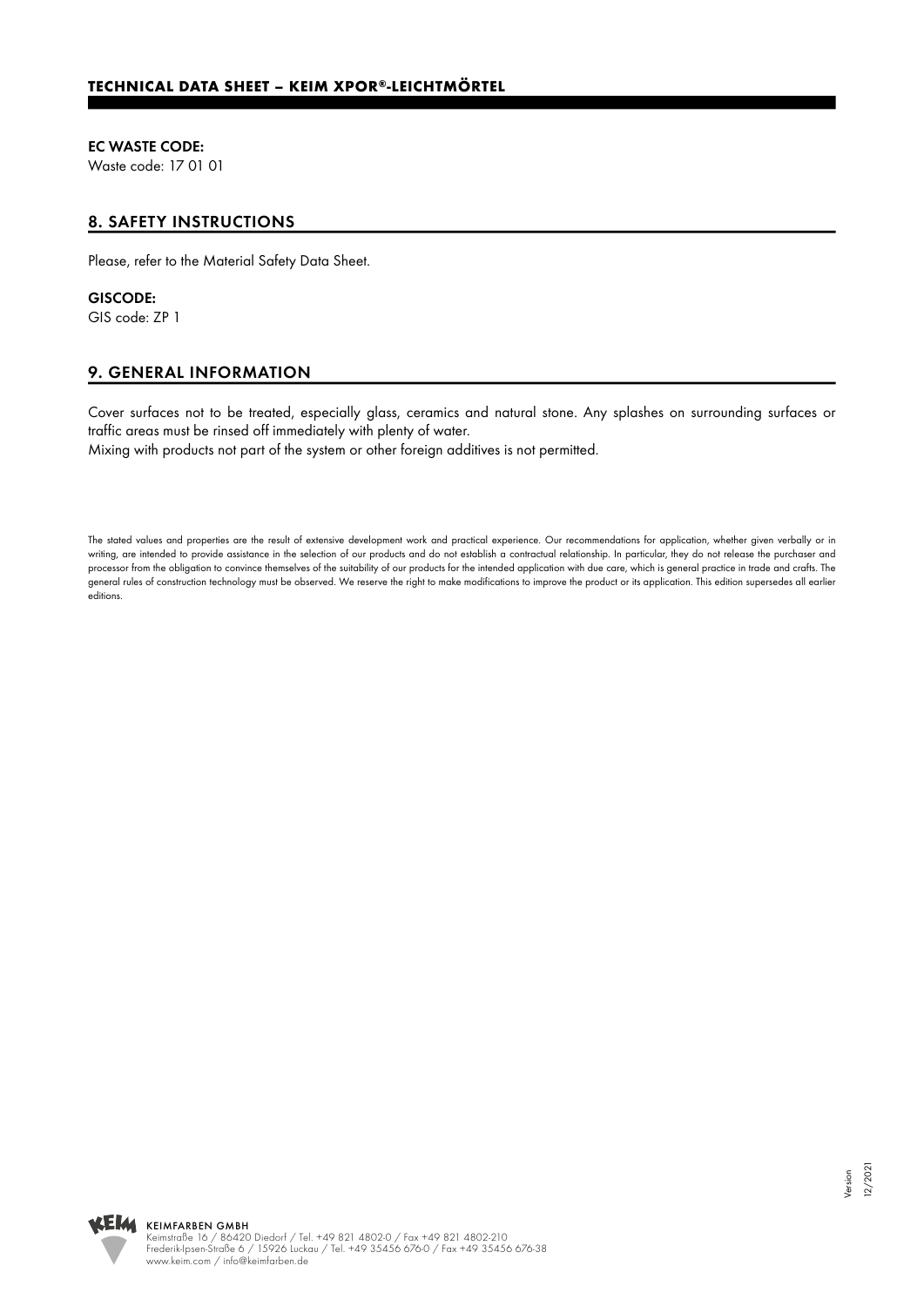**EC WASTE CODE:**

Waste code: 17 01 01

## 8. SAFETY INSTRUCTIONS

Please, refer to the Material Safety Data Sheet.

**GISCODE:**

GIS code: ZP 1

## 9. GENERAL INFORMATION

Cover surfaces not to be treated, especially glass, ceramics and natural stone. Any splashes on surrounding surfaces or traffic areas must be rinsed off immediately with plenty of water.
Mixing with products not part of the system or other foreign additives is not permitted.

The stated values and properties are the result of extensive development work and practical experience. Our recommendations for application, whether given verbally or in writing, are intended to provide assistance in the selection of our products and do not establish a contractual relationship. In particular, they do not release the purchaser and processor from the obligation to convince themselves of the suitability of our products for the intended application with due care, which is general practice in trade and crafts. The general rules of construction technology must be observed. We reserve the right to make modifications to improve the product or its application. This edition supersedes all earlier editions.

KEIMFARBEN GMBH
Keimstraße 16 / 86420 Diedorf / Tel. +49 821 4802-0 / Fax +49 821 4802-210
Frederik-Ipsen-Straße 6 / 15926 Luckau / Tel. +49 35456 676-0 / Fax +49 35456 676-38
www.keim.com / info@keimfarben.de

Version 12/2021